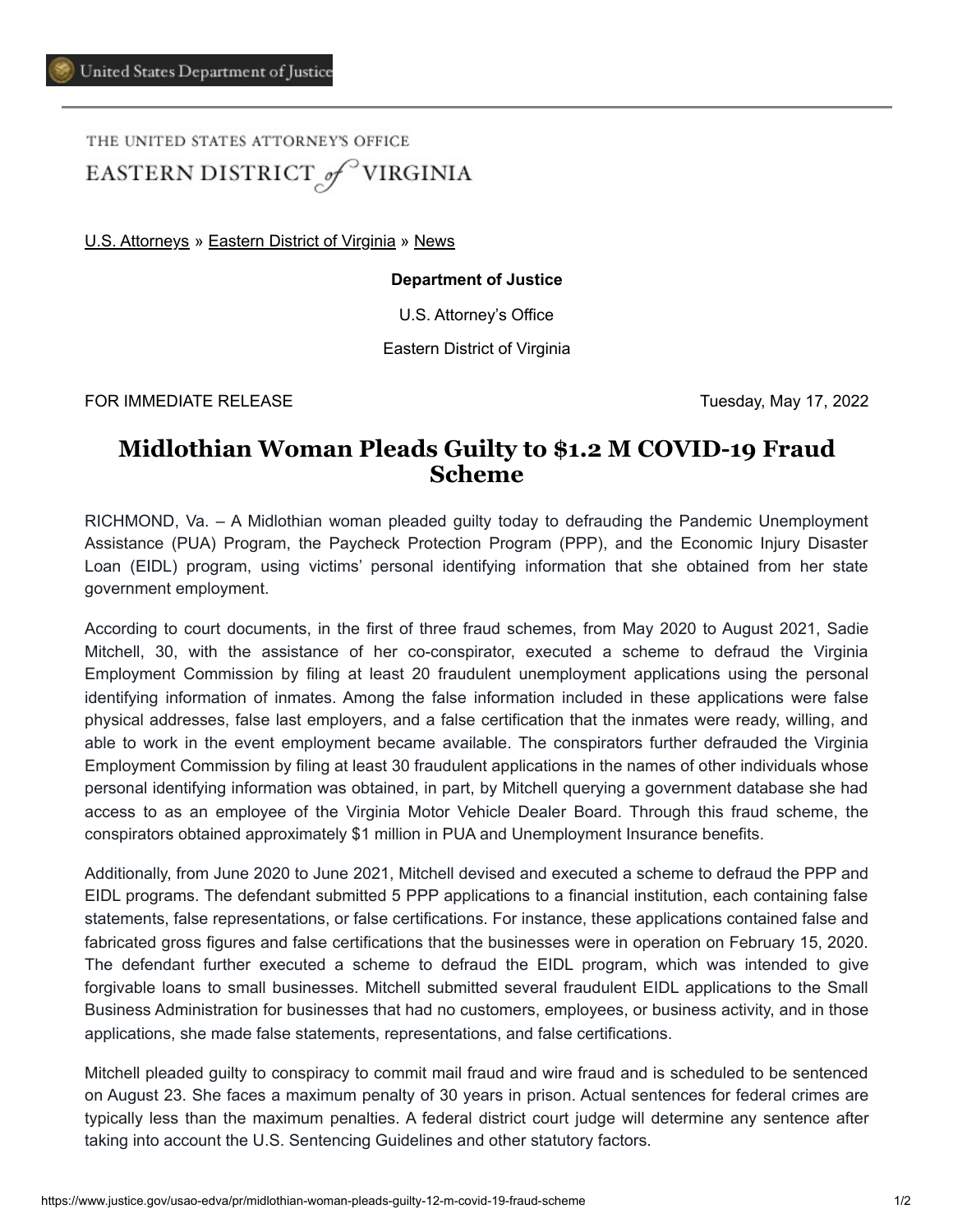United States Department of Justice

THE UNITED STATES ATTORNEY'S OFFICE

EASTERN DISTRICT of VIRGINIA

U.S. Attorneys » Eastern District of Virginia » News

**Department of Justice**

U.S. Attorney's Office

Eastern District of Virginia

FOR IMMEDIATE RELEASE Tuesday, May 17, 2022

# Midlothian Woman Pleads Guilty to $1.2 M COVID-19 Fraud Scheme

RICHMOND, Va. – A Midlothian woman pleaded guilty today to defrauding the Pandemic Unemployment Assistance (PUA) Program, the Paycheck Protection Program (PPP), and the Economic Injury Disaster Loan (EIDL) program, using victims' personal identifying information that she obtained from her state government employment.

According to court documents, in the first of three fraud schemes, from May 2020 to August 2021, Sadie Mitchell, 30, with the assistance of her co-conspirator, executed a scheme to defraud the Virginia Employment Commission by filing at least 20 fraudulent unemployment applications using the personal identifying information of inmates. Among the false information included in these applications were false physical addresses, false last employers, and a false certification that the inmates were ready, willing, and able to work in the event employment became available. The conspirators further defrauded the Virginia Employment Commission by filing at least 30 fraudulent applications in the names of other individuals whose personal identifying information was obtained, in part, by Mitchell querying a government database she had access to as an employee of the Virginia Motor Vehicle Dealer Board. Through this fraud scheme, the conspirators obtained approximately $1 million in PUA and Unemployment Insurance benefits.

Additionally, from June 2020 to June 2021, Mitchell devised and executed a scheme to defraud the PPP and EIDL programs. The defendant submitted 5 PPP applications to a financial institution, each containing false statements, false representations, or false certifications. For instance, these applications contained false and fabricated gross figures and false certifications that the businesses were in operation on February 15, 2020. The defendant further executed a scheme to defraud the EIDL program, which was intended to give forgivable loans to small businesses. Mitchell submitted several fraudulent EIDL applications to the Small Business Administration for businesses that had no customers, employees, or business activity, and in those applications, she made false statements, representations, and false certifications.

Mitchell pleaded guilty to conspiracy to commit mail fraud and wire fraud and is scheduled to be sentenced on August 23. She faces a maximum penalty of 30 years in prison. Actual sentences for federal crimes are typically less than the maximum penalties. A federal district court judge will determine any sentence after taking into account the U.S. Sentencing Guidelines and other statutory factors.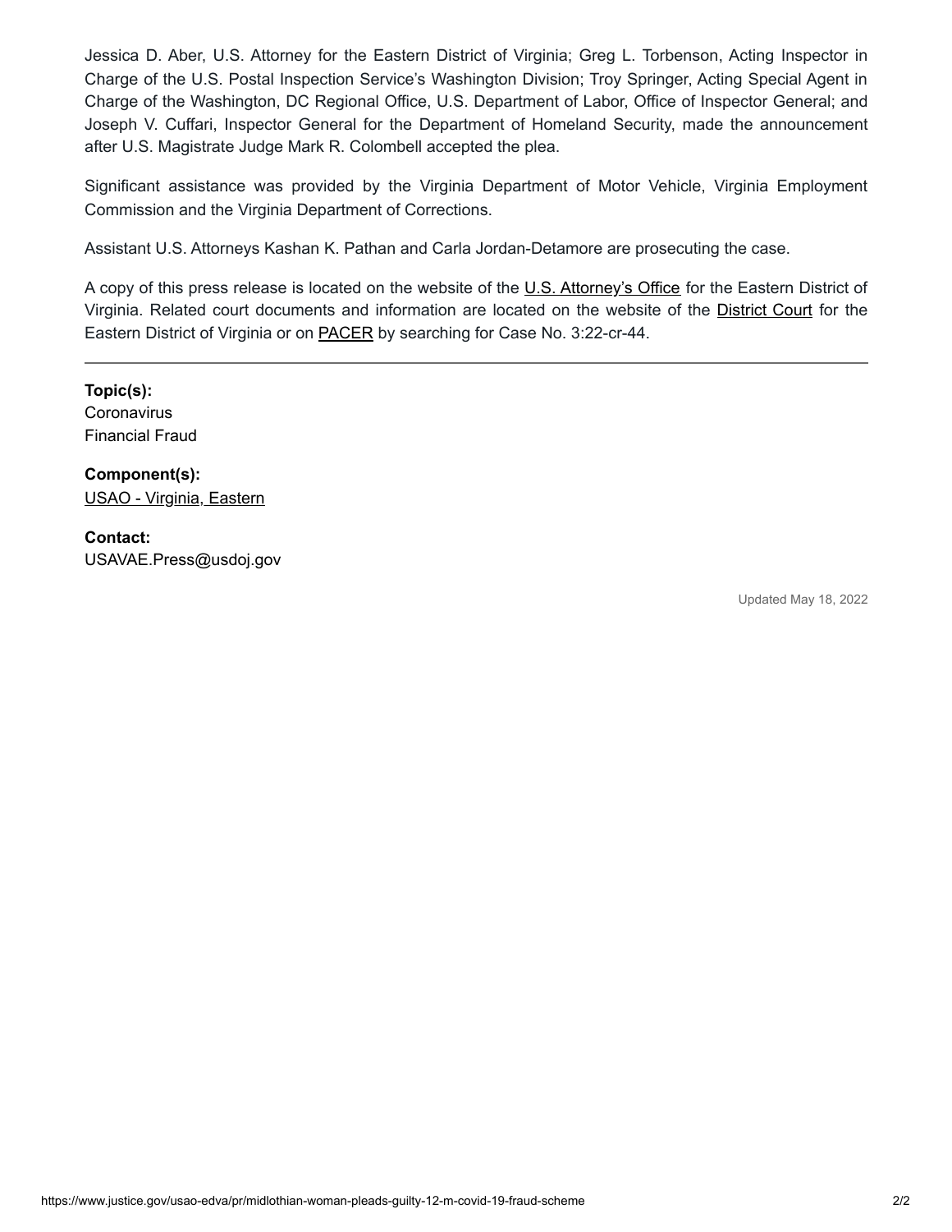Jessica D. Aber, U.S. Attorney for the Eastern District of Virginia; Greg L. Torbenson, Acting Inspector in Charge of the U.S. Postal Inspection Service's Washington Division; Troy Springer, Acting Special Agent in Charge of the Washington, DC Regional Office, U.S. Department of Labor, Office of Inspector General; and Joseph V. Cuffari, Inspector General for the Department of Homeland Security, made the announcement after U.S. Magistrate Judge Mark R. Colombell accepted the plea.

Significant assistance was provided by the Virginia Department of Motor Vehicle, Virginia Employment Commission and the Virginia Department of Corrections.

Assistant U.S. Attorneys Kashan K. Pathan and Carla Jordan-Detamore are prosecuting the case.

A copy of this press release is located on the website of the U.S. Attorney's Office for the Eastern District of Virginia. Related court documents and information are located on the website of the District Court for the Eastern District of Virginia or on PACER by searching for Case No. 3:22-cr-44.

---

**Topic(s):**
Coronavirus
Financial Fraud

**Component(s):**
USAO - Virginia, Eastern

**Contact:**
USAVAE.Press@usdoj.gov

Updated May 18, 2022